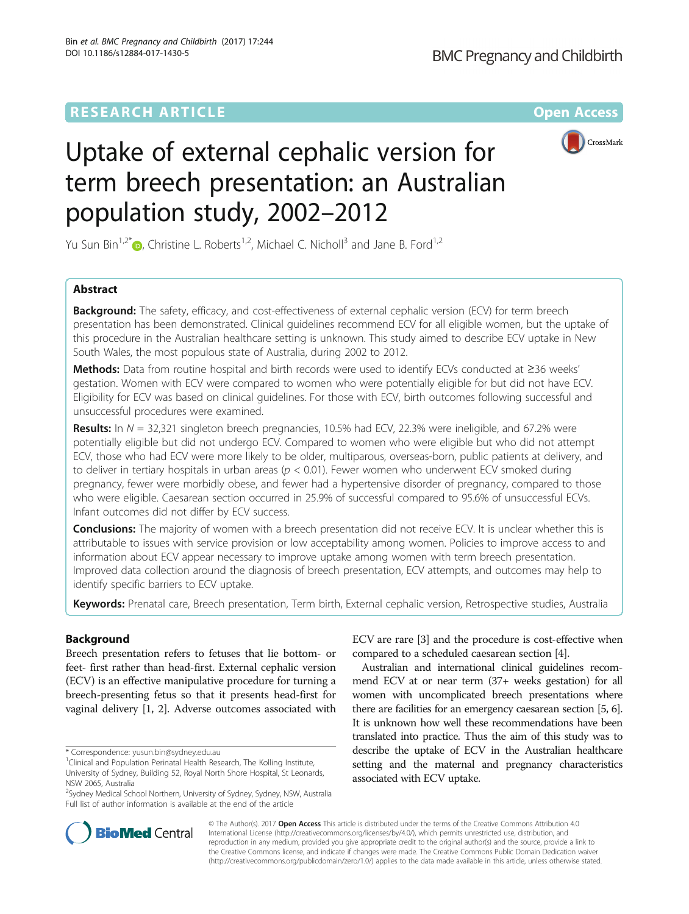RESEARCH ARTICLE

Open Access

# Uptake of external cephalic version for term breech presentation: an Australian population study, 2002–2012

Yu Sun Bin[1,2*], Christine L. Roberts[1,2], Michael C. Nicholl[3] and Jane B. Ford[1,2]

## Abstract

**Background:** The safety, efficacy, and cost-effectiveness of external cephalic version (ECV) for term breech presentation has been demonstrated. Clinical guidelines recommend ECV for all eligible women, but the uptake of this procedure in the Australian healthcare setting is unknown. This study aimed to describe ECV uptake in New South Wales, the most populous state of Australia, during 2002 to 2012.

**Methods:** Data from routine hospital and birth records were used to identify ECVs conducted at ≥36 weeks' gestation. Women with ECV were compared to women who were potentially eligible for but did not have ECV. Eligibility for ECV was based on clinical guidelines. For those with ECV, birth outcomes following successful and unsuccessful procedures were examined.

**Results:** In $N = 32,321$ singleton breech pregnancies, 10.5% had ECV, 22.3% were ineligible, and 67.2% were potentially eligible but did not undergo ECV. Compared to women who were eligible but who did not attempt ECV, those who had ECV were more likely to be older, multiparous, overseas-born, public patients at delivery, and to deliver in tertiary hospitals in urban areas ($p < 0.01$). Fewer women who underwent ECV smoked during pregnancy, fewer were morbidly obese, and fewer had a hypertensive disorder of pregnancy, compared to those who were eligible. Caesarean section occurred in 25.9% of successful compared to 95.6% of unsuccessful ECVs. Infant outcomes did not differ by ECV success.

**Conclusions:** The majority of women with a breech presentation did not receive ECV. It is unclear whether this is attributable to issues with service provision or low acceptability among women. Policies to improve access to and information about ECV appear necessary to improve uptake among women with term breech presentation. Improved data collection around the diagnosis of breech presentation, ECV attempts, and outcomes may help to identify specific barriers to ECV uptake.

**Keywords:** Prenatal care, Breech presentation, Term birth, External cephalic version, Retrospective studies, Australia

## Background

Breech presentation refers to fetuses that lie bottom- or feet- first rather than head-first. External cephalic version (ECV) is an effective manipulative procedure for turning a breech-presenting fetus so that it presents head-first for vaginal delivery [1, 2]. Adverse outcomes associated with ECV are rare [3] and the procedure is cost-effective when compared to a scheduled caesarean section [4].

Australian and international clinical guidelines recommend ECV at or near term (37+ weeks gestation) for all women with uncomplicated breech presentations where there are facilities for an emergency caesarean section [5, 6]. It is unknown how well these recommendations have been translated into practice. Thus the aim of this study was to describe the uptake of ECV in the Australian healthcare setting and the maternal and pregnancy characteristics associated with ECV uptake.

\* Correspondence: yusun.bin@sydney.edu.au
[1]Clinical and Population Perinatal Health Research, The Kolling Institute, University of Sydney, Building 52, Royal North Shore Hospital, St Leonards, NSW 2065, Australia
[2]Sydney Medical School Northern, University of Sydney, Sydney, NSW, Australia
Full list of author information is available at the end of the article

© The Author(s). 2017 **Open Access** This article is distributed under the terms of the Creative Commons Attribution 4.0 International License (http://creativecommons.org/licenses/by/4.0/), which permits unrestricted use, distribution, and reproduction in any medium, provided you give appropriate credit to the original author(s) and the source, provide a link to the Creative Commons license, and indicate if changes were made. The Creative Commons Public Domain Dedication waiver (http://creativecommons.org/publicdomain/zero/1.0/) applies to the data made available in this article, unless otherwise stated.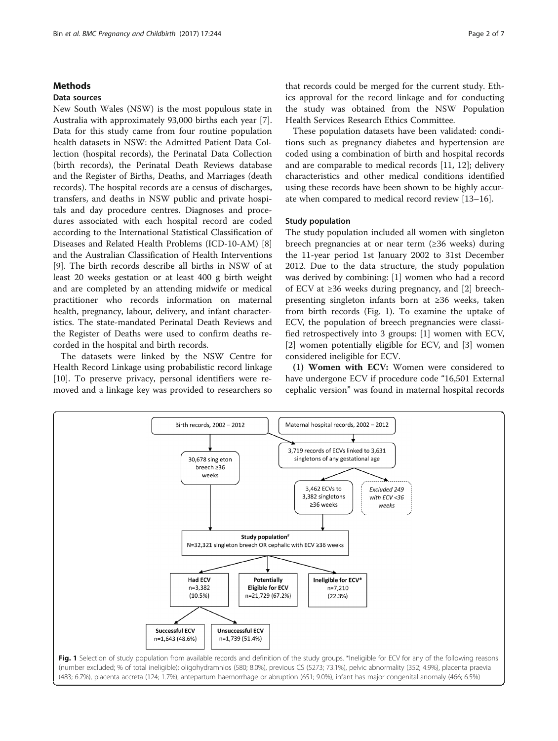## Methods

### Data sources

New South Wales (NSW) is the most populous state in Australia with approximately 93,000 births each year [7]. Data for this study came from four routine population health datasets in NSW: the Admitted Patient Data Collection (hospital records), the Perinatal Data Collection (birth records), the Perinatal Death Reviews database and the Register of Births, Deaths, and Marriages (death records). The hospital records are a census of discharges, transfers, and deaths in NSW public and private hospitals and day procedure centres. Diagnoses and procedures associated with each hospital record are coded according to the International Statistical Classification of Diseases and Related Health Problems (ICD-10-AM) [8] and the Australian Classification of Health Interventions [9]. The birth records describe all births in NSW of at least 20 weeks gestation or at least 400 g birth weight and are completed by an attending midwife or medical practitioner who records information on maternal health, pregnancy, labour, delivery, and infant characteristics. The state-mandated Perinatal Death Reviews and the Register of Deaths were used to confirm deaths recorded in the hospital and birth records.

The datasets were linked by the NSW Centre for Health Record Linkage using probabilistic record linkage [10]. To preserve privacy, personal identifiers were removed and a linkage key was provided to researchers so that records could be merged for the current study. Ethics approval for the record linkage and for conducting the study was obtained from the NSW Population Health Services Research Ethics Committee.

These population datasets have been validated: conditions such as pregnancy diabetes and hypertension are coded using a combination of birth and hospital records and are comparable to medical records [11, 12]; delivery characteristics and other medical conditions identified using these records have been shown to be highly accurate when compared to medical record review [13–16].

### Study population

The study population included all women with singleton breech pregnancies at or near term (≥36 weeks) during the 11-year period 1st January 2002 to 31st December 2012. Due to the data structure, the study population was derived by combining: [1] women who had a record of ECV at ≥36 weeks during pregnancy, and [2] breech-presenting singleton infants born at ≥36 weeks, taken from birth records (Fig. 1). To examine the uptake of ECV, the population of breech pregnancies were classified retrospectively into 3 groups: [1] women with ECV, [2] women potentially eligible for ECV, and [3] women considered ineligible for ECV.

**(1) Women with ECV:** Women were considered to have undergone ECV if procedure code "16,501 External cephalic version" was found in maternal hospital records

Birth records, 2002 – 2012 → 30,678 singleton breech ≥36 weeks

Maternal hospital records, 2002 – 2012 → 3,719 records of ECVs linked to 3,631 singletons of any gestational age → 3,462 ECVs to 3,382 singletons ≥36 weeks (Excluded 249 with ECV <36 weeks)

Study population[#] N=32,321 singleton breech OR cephalic with ECV ≥36 weeks

- Had ECV n=3,382 (10.5%)
  - Successful ECV n=1,643 (48.6%)
  - Unsuccessful ECV n=1,739 (51.4%)
- Potentially Eligible for ECV n=21,729 (67.2%)
- Ineligible for ECV* n=7,210 (22.3%)

**Fig. 1** Selection of study population from available records and definition of the study groups. *Ineligible for ECV for any of the following reasons (number excluded; % of total ineligible): oligohydramnios (580; 8.0%), previous CS (5273; 73.1%), pelvic abnormality (352; 4.9%), placenta praevia (483; 6.7%), placenta accreta (124; 1.7%), antepartum haemorrhage or abruption (651; 9.0%), infant has major congenital anomaly (466; 6.5%)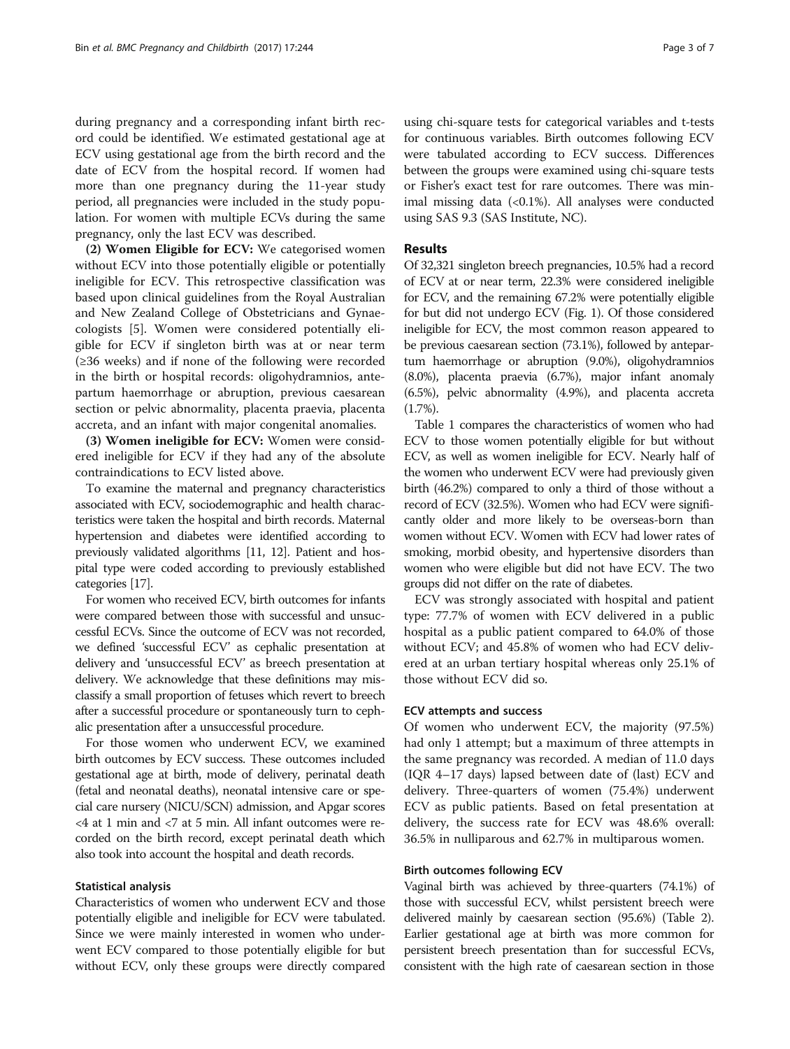during pregnancy and a corresponding infant birth record could be identified. We estimated gestational age at ECV using gestational age from the birth record and the date of ECV from the hospital record. If women had more than one pregnancy during the 11-year study period, all pregnancies were included in the study population. For women with multiple ECVs during the same pregnancy, only the last ECV was described.

**(2) Women Eligible for ECV:** We categorised women without ECV into those potentially eligible or potentially ineligible for ECV. This retrospective classification was based upon clinical guidelines from the Royal Australian and New Zealand College of Obstetricians and Gynaecologists [5]. Women were considered potentially eligible for ECV if singleton birth was at or near term (≥36 weeks) and if none of the following were recorded in the birth or hospital records: oligohydramnios, antepartum haemorrhage or abruption, previous caesarean section or pelvic abnormality, placenta praevia, placenta accreta, and an infant with major congenital anomalies.

**(3) Women ineligible for ECV:** Women were considered ineligible for ECV if they had any of the absolute contraindications to ECV listed above.

To examine the maternal and pregnancy characteristics associated with ECV, sociodemographic and health characteristics were taken the hospital and birth records. Maternal hypertension and diabetes were identified according to previously validated algorithms [11, 12]. Patient and hospital type were coded according to previously established categories [17].

For women who received ECV, birth outcomes for infants were compared between those with successful and unsuccessful ECVs. Since the outcome of ECV was not recorded, we defined 'successful ECV' as cephalic presentation at delivery and 'unsuccessful ECV' as breech presentation at delivery. We acknowledge that these definitions may misclassify a small proportion of fetuses which revert to breech after a successful procedure or spontaneously turn to cephalic presentation after a unsuccessful procedure.

For those women who underwent ECV, we examined birth outcomes by ECV success. These outcomes included gestational age at birth, mode of delivery, perinatal death (fetal and neonatal deaths), neonatal intensive care or special care nursery (NICU/SCN) admission, and Apgar scores <4 at 1 min and <7 at 5 min. All infant outcomes were recorded on the birth record, except perinatal death which also took into account the hospital and death records.

### Statistical analysis

Characteristics of women who underwent ECV and those potentially eligible and ineligible for ECV were tabulated. Since we were mainly interested in women who underwent ECV compared to those potentially eligible for but without ECV, only these groups were directly compared using chi-square tests for categorical variables and t-tests for continuous variables. Birth outcomes following ECV were tabulated according to ECV success. Differences between the groups were examined using chi-square tests or Fisher's exact test for rare outcomes. There was minimal missing data (<0.1%). All analyses were conducted using SAS 9.3 (SAS Institute, NC).

## Results

Of 32,321 singleton breech pregnancies, 10.5% had a record of ECV at or near term, 22.3% were considered ineligible for ECV, and the remaining 67.2% were potentially eligible for but did not undergo ECV (Fig. 1). Of those considered ineligible for ECV, the most common reason appeared to be previous caesarean section (73.1%), followed by antepartum haemorrhage or abruption (9.0%), oligohydramnios (8.0%), placenta praevia (6.7%), major infant anomaly (6.5%), pelvic abnormality (4.9%), and placenta accreta (1.7%).

Table 1 compares the characteristics of women who had ECV to those women potentially eligible for but without ECV, as well as women ineligible for ECV. Nearly half of the women who underwent ECV were had previously given birth (46.2%) compared to only a third of those without a record of ECV (32.5%). Women who had ECV were significantly older and more likely to be overseas-born than women without ECV. Women with ECV had lower rates of smoking, morbid obesity, and hypertensive disorders than women who were eligible but did not have ECV. The two groups did not differ on the rate of diabetes.

ECV was strongly associated with hospital and patient type: 77.7% of women with ECV delivered in a public hospital as a public patient compared to 64.0% of those without ECV; and 45.8% of women who had ECV delivered at an urban tertiary hospital whereas only 25.1% of those without ECV did so.

### ECV attempts and success

Of women who underwent ECV, the majority (97.5%) had only 1 attempt; but a maximum of three attempts in the same pregnancy was recorded. A median of 11.0 days (IQR 4–17 days) lapsed between date of (last) ECV and delivery. Three-quarters of women (75.4%) underwent ECV as public patients. Based on fetal presentation at delivery, the success rate for ECV was 48.6% overall: 36.5% in nulliparous and 62.7% in multiparous women.

### Birth outcomes following ECV

Vaginal birth was achieved by three-quarters (74.1%) of those with successful ECV, whilst persistent breech were delivered mainly by caesarean section (95.6%) (Table 2). Earlier gestational age at birth was more common for persistent breech presentation than for successful ECVs, consistent with the high rate of caesarean section in those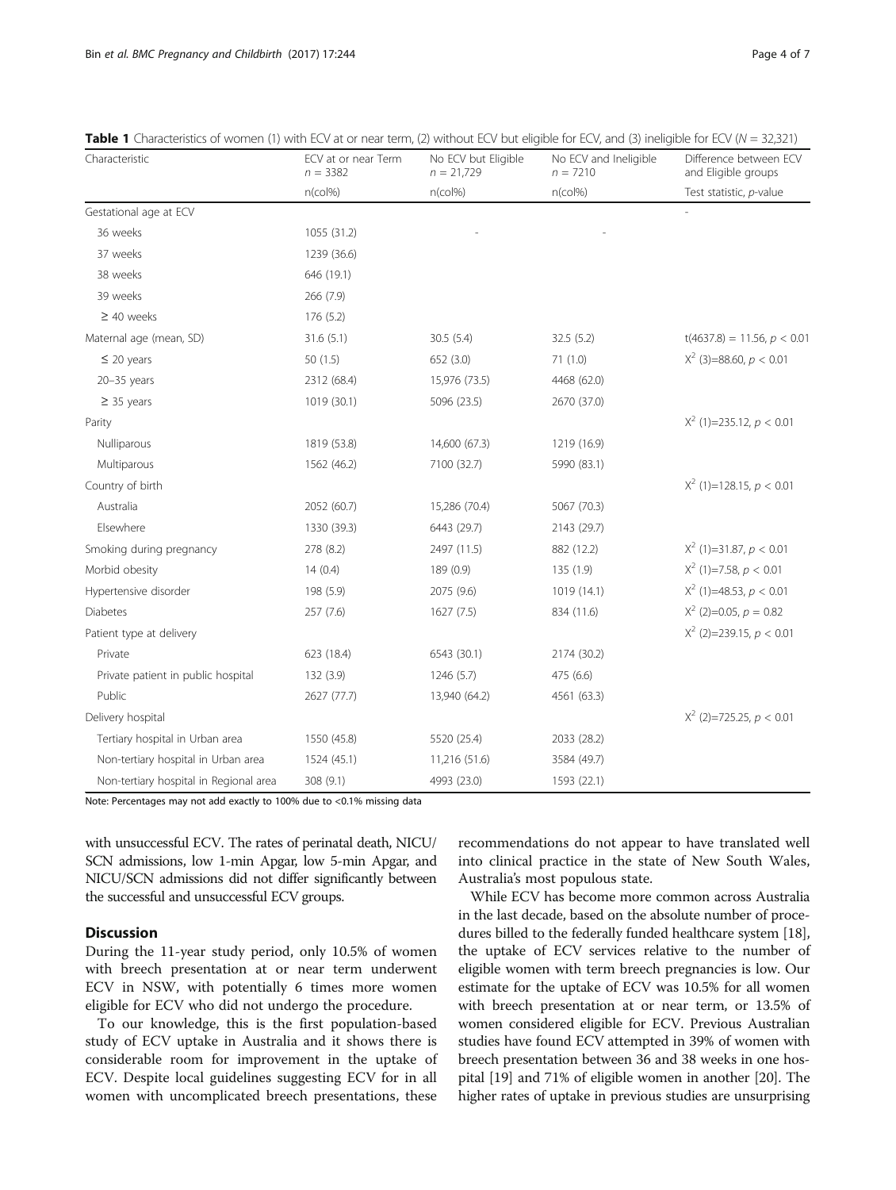**Table 1** Characteristics of women (1) with ECV at or near term, (2) without ECV but eligible for ECV, and (3) ineligible for ECV ($N = 32,321$)

| Characteristic | ECV at or near Term $n = 3382$ | No ECV but Eligible $n = 21,729$ | No ECV and Ineligible $n = 7210$ | Difference between ECV and Eligible groups |
|---|---|---|---|---|
| | n(col%) | n(col%) | n(col%) | Test statistic, *p*-value |
| Gestational age at ECV | | | | - |
| 36 weeks | 1055 (31.2) | - | - | |
| 37 weeks | 1239 (36.6) | | | |
| 38 weeks | 646 (19.1) | | | |
| 39 weeks | 266 (7.9) | | | |
| ≥ 40 weeks | 176 (5.2) | | | |
| Maternal age (mean, SD) | 31.6 (5.1) | 30.5 (5.4) | 32.5 (5.2) | $t(4637.8) = 11.56$, $p < 0.01$ |
| ≤ 20 years | 50 (1.5) | 652 (3.0) | 71 (1.0) | $X^2$ (3)=88.60, $p < 0.01$ |
| 20–35 years | 2312 (68.4) | 15,976 (73.5) | 4468 (62.0) | |
| ≥ 35 years | 1019 (30.1) | 5096 (23.5) | 2670 (37.0) | |
| Parity | | | | $X^2$ (1)=235.12, $p < 0.01$ |
| Nulliparous | 1819 (53.8) | 14,600 (67.3) | 1219 (16.9) | |
| Multiparous | 1562 (46.2) | 7100 (32.7) | 5990 (83.1) | |
| Country of birth | | | | $X^2$ (1)=128.15, $p < 0.01$ |
| Australia | 2052 (60.7) | 15,286 (70.4) | 5067 (70.3) | |
| Elsewhere | 1330 (39.3) | 6443 (29.7) | 2143 (29.7) | |
| Smoking during pregnancy | 278 (8.2) | 2497 (11.5) | 882 (12.2) | $X^2$ (1)=31.87, $p < 0.01$ |
| Morbid obesity | 14 (0.4) | 189 (0.9) | 135 (1.9) | $X^2$ (1)=7.58, $p < 0.01$ |
| Hypertensive disorder | 198 (5.9) | 2075 (9.6) | 1019 (14.1) | $X^2$ (1)=48.53, $p < 0.01$ |
| Diabetes | 257 (7.6) | 1627 (7.5) | 834 (11.6) | $X^2$ (2)=0.05, $p = 0.82$ |
| Patient type at delivery | | | | $X^2$ (2)=239.15, $p < 0.01$ |
| Private | 623 (18.4) | 6543 (30.1) | 2174 (30.2) | |
| Private patient in public hospital | 132 (3.9) | 1246 (5.7) | 475 (6.6) | |
| Public | 2627 (77.7) | 13,940 (64.2) | 4561 (63.3) | |
| Delivery hospital | | | | $X^2$ (2)=725.25, $p < 0.01$ |
| Tertiary hospital in Urban area | 1550 (45.8) | 5520 (25.4) | 2033 (28.2) | |
| Non-tertiary hospital in Urban area | 1524 (45.1) | 11,216 (51.6) | 3584 (49.7) | |
| Non-tertiary hospital in Regional area | 308 (9.1) | 4993 (23.0) | 1593 (22.1) | |

Note: Percentages may not add exactly to 100% due to <0.1% missing data

with unsuccessful ECV. The rates of perinatal death, NICU/SCN admissions, low 1-min Apgar, low 5-min Apgar, and NICU/SCN admissions did not differ significantly between the successful and unsuccessful ECV groups.

## Discussion

During the 11-year study period, only 10.5% of women with breech presentation at or near term underwent ECV in NSW, with potentially 6 times more women eligible for ECV who did not undergo the procedure.

To our knowledge, this is the first population-based study of ECV uptake in Australia and it shows there is considerable room for improvement in the uptake of ECV. Despite local guidelines suggesting ECV for in all women with uncomplicated breech presentations, these recommendations do not appear to have translated well into clinical practice in the state of New South Wales, Australia's most populous state.

While ECV has become more common across Australia in the last decade, based on the absolute number of procedures billed to the federally funded healthcare system [18], the uptake of ECV services relative to the number of eligible women with term breech pregnancies is low. Our estimate for the uptake of ECV was 10.5% for all women with breech presentation at or near term, or 13.5% of women considered eligible for ECV. Previous Australian studies have found ECV attempted in 39% of women with breech presentation between 36 and 38 weeks in one hospital [19] and 71% of eligible women in another [20]. The higher rates of uptake in previous studies are unsurprising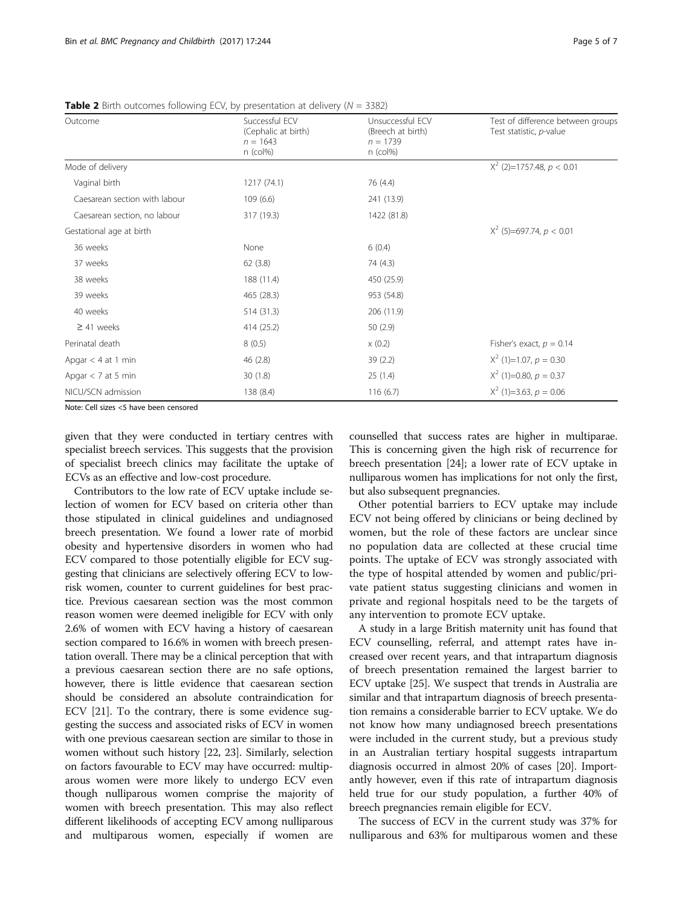**Table 2** Birth outcomes following ECV, by presentation at delivery ($N = 3382$)

| Outcome | Successful ECV (Cephalic at birth) $n = 1643$ n (col%) | Unsuccessful ECV (Breech at birth) $n = 1739$ n (col%) | Test of difference between groups Test statistic, p-value |
|---|---|---|---|
| Mode of delivery | | | $X^2$ (2)=1757.48, $p < 0.01$ |
| Vaginal birth | 1217 (74.1) | 76 (4.4) | |
| Caesarean section with labour | 109 (6.6) | 241 (13.9) | |
| Caesarean section, no labour | 317 (19.3) | 1422 (81.8) | |
| Gestational age at birth | | | $X^2$ (5)=697.74, $p < 0.01$ |
| 36 weeks | None | 6 (0.4) | |
| 37 weeks | 62 (3.8) | 74 (4.3) | |
| 38 weeks | 188 (11.4) | 450 (25.9) | |
| 39 weeks | 465 (28.3) | 953 (54.8) | |
| 40 weeks | 514 (31.3) | 206 (11.9) | |
| ≥ 41 weeks | 414 (25.2) | 50 (2.9) | |
| Perinatal death | 8 (0.5) | x (0.2) | Fisher's exact, $p = 0.14$ |
| Apgar < 4 at 1 min | 46 (2.8) | 39 (2.2) | $X^2$ (1)=1.07, $p = 0.30$ |
| Apgar < 7 at 5 min | 30 (1.8) | 25 (1.4) | $X^2$ (1)=0.80, $p = 0.37$ |
| NICU/SCN admission | 138 (8.4) | 116 (6.7) | $X^2$ (1)=3.63, $p = 0.06$ |

Note: Cell sizes <5 have been censored

given that they were conducted in tertiary centres with specialist breech services. This suggests that the provision of specialist breech clinics may facilitate the uptake of ECVs as an effective and low-cost procedure.

Contributors to the low rate of ECV uptake include selection of women for ECV based on criteria other than those stipulated in clinical guidelines and undiagnosed breech presentation. We found a lower rate of morbid obesity and hypertensive disorders in women who had ECV compared to those potentially eligible for ECV suggesting that clinicians are selectively offering ECV to low-risk women, counter to current guidelines for best practice. Previous caesarean section was the most common reason women were deemed ineligible for ECV with only 2.6% of women with ECV having a history of caesarean section compared to 16.6% in women with breech presentation overall. There may be a clinical perception that with a previous caesarean section there are no safe options, however, there is little evidence that caesarean section should be considered an absolute contraindication for ECV [21]. To the contrary, there is some evidence suggesting the success and associated risks of ECV in women with one previous caesarean section are similar to those in women without such history [22, 23]. Similarly, selection on factors favourable to ECV may have occurred: multiparous women were more likely to undergo ECV even though nulliparous women comprise the majority of women with breech presentation. This may also reflect different likelihoods of accepting ECV among nulliparous and multiparous women, especially if women are counselled that success rates are higher in multiparae. This is concerning given the high risk of recurrence for breech presentation [24]; a lower rate of ECV uptake in nulliparous women has implications for not only the first, but also subsequent pregnancies.

Other potential barriers to ECV uptake may include ECV not being offered by clinicians or being declined by women, but the role of these factors are unclear since no population data are collected at these crucial time points. The uptake of ECV was strongly associated with the type of hospital attended by women and public/private patient status suggesting clinicians and women in private and regional hospitals need to be the targets of any intervention to promote ECV uptake.

A study in a large British maternity unit has found that ECV counselling, referral, and attempt rates have increased over recent years, and that intrapartum diagnosis of breech presentation remained the largest barrier to ECV uptake [25]. We suspect that trends in Australia are similar and that intrapartum diagnosis of breech presentation remains a considerable barrier to ECV uptake. We do not know how many undiagnosed breech presentations were included in the current study, but a previous study in an Australian tertiary hospital suggests intrapartum diagnosis occurred in almost 20% of cases [20]. Importantly however, even if this rate of intrapartum diagnosis held true for our study population, a further 40% of breech pregnancies remain eligible for ECV.

The success of ECV in the current study was 37% for nulliparous and 63% for multiparous women and these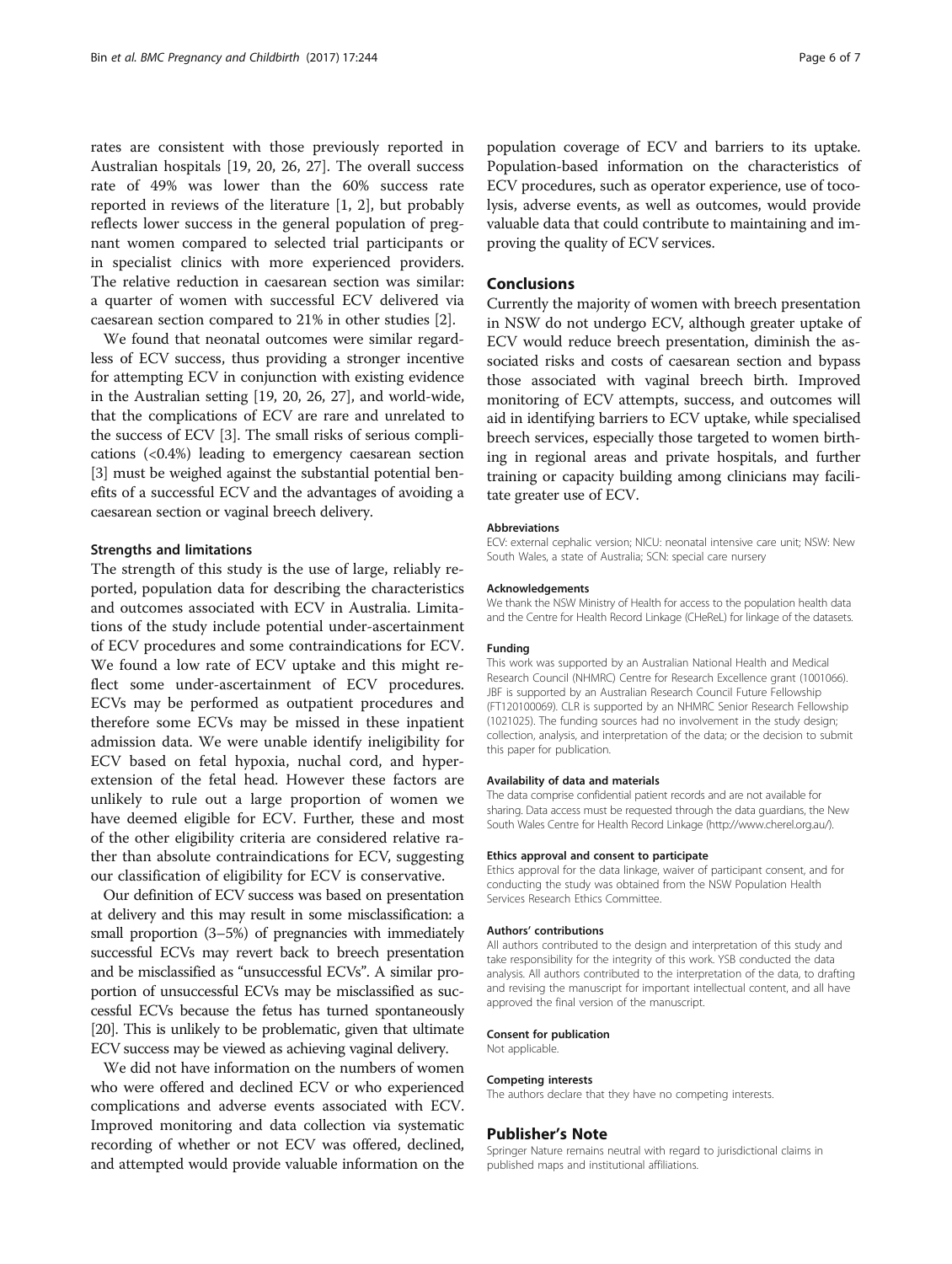rates are consistent with those previously reported in Australian hospitals [19, 20, 26, 27]. The overall success rate of 49% was lower than the 60% success rate reported in reviews of the literature [1, 2], but probably reflects lower success in the general population of pregnant women compared to selected trial participants or in specialist clinics with more experienced providers. The relative reduction in caesarean section was similar: a quarter of women with successful ECV delivered via caesarean section compared to 21% in other studies [2].

We found that neonatal outcomes were similar regardless of ECV success, thus providing a stronger incentive for attempting ECV in conjunction with existing evidence in the Australian setting [19, 20, 26, 27], and world-wide, that the complications of ECV are rare and unrelated to the success of ECV [3]. The small risks of serious complications (<0.4%) leading to emergency caesarean section [3] must be weighed against the substantial potential benefits of a successful ECV and the advantages of avoiding a caesarean section or vaginal breech delivery.

### Strengths and limitations

The strength of this study is the use of large, reliably reported, population data for describing the characteristics and outcomes associated with ECV in Australia. Limitations of the study include potential under-ascertainment of ECV procedures and some contraindications for ECV. We found a low rate of ECV uptake and this might reflect some under-ascertainment of ECV procedures. ECVs may be performed as outpatient procedures and therefore some ECVs may be missed in these inpatient admission data. We were unable identify ineligibility for ECV based on fetal hypoxia, nuchal cord, and hyperextension of the fetal head. However these factors are unlikely to rule out a large proportion of women we have deemed eligible for ECV. Further, these and most of the other eligibility criteria are considered relative rather than absolute contraindications for ECV, suggesting our classification of eligibility for ECV is conservative.

Our definition of ECV success was based on presentation at delivery and this may result in some misclassification: a small proportion (3–5%) of pregnancies with immediately successful ECVs may revert back to breech presentation and be misclassified as "unsuccessful ECVs". A similar proportion of unsuccessful ECVs may be misclassified as successful ECVs because the fetus has turned spontaneously [20]. This is unlikely to be problematic, given that ultimate ECV success may be viewed as achieving vaginal delivery.

We did not have information on the numbers of women who were offered and declined ECV or who experienced complications and adverse events associated with ECV. Improved monitoring and data collection via systematic recording of whether or not ECV was offered, declined, and attempted would provide valuable information on the population coverage of ECV and barriers to its uptake. Population-based information on the characteristics of ECV procedures, such as operator experience, use of tocolysis, adverse events, as well as outcomes, would provide valuable data that could contribute to maintaining and improving the quality of ECV services.

## Conclusions

Currently the majority of women with breech presentation in NSW do not undergo ECV, although greater uptake of ECV would reduce breech presentation, diminish the associated risks and costs of caesarean section and bypass those associated with vaginal breech birth. Improved monitoring of ECV attempts, success, and outcomes will aid in identifying barriers to ECV uptake, while specialised breech services, especially those targeted to women birthing in regional areas and private hospitals, and further training or capacity building among clinicians may facilitate greater use of ECV.

#### Abbreviations

ECV: external cephalic version; NICU: neonatal intensive care unit; NSW: New South Wales, a state of Australia; SCN: special care nursery

#### Acknowledgements

We thank the NSW Ministry of Health for access to the population health data and the Centre for Health Record Linkage (CHeReL) for linkage of the datasets.

#### Funding

This work was supported by an Australian National Health and Medical Research Council (NHMRC) Centre for Research Excellence grant (1001066). JBF is supported by an Australian Research Council Future Fellowship (FT120100069). CLR is supported by an NHMRC Senior Research Fellowship (1021025). The funding sources had no involvement in the study design; collection, analysis, and interpretation of the data; or the decision to submit this paper for publication.

#### Availability of data and materials

The data comprise confidential patient records and are not available for sharing. Data access must be requested through the data guardians, the New South Wales Centre for Health Record Linkage (http://www.cherel.org.au/).

#### Ethics approval and consent to participate

Ethics approval for the data linkage, waiver of participant consent, and for conducting the study was obtained from the NSW Population Health Services Research Ethics Committee.

#### Authors' contributions

All authors contributed to the design and interpretation of this study and take responsibility for the integrity of this work. YSB conducted the data analysis. All authors contributed to the interpretation of the data, to drafting and revising the manuscript for important intellectual content, and all have approved the final version of the manuscript.

#### Consent for publication

Not applicable.

#### Competing interests

The authors declare that they have no competing interests.

## Publisher's Note

Springer Nature remains neutral with regard to jurisdictional claims in published maps and institutional affiliations.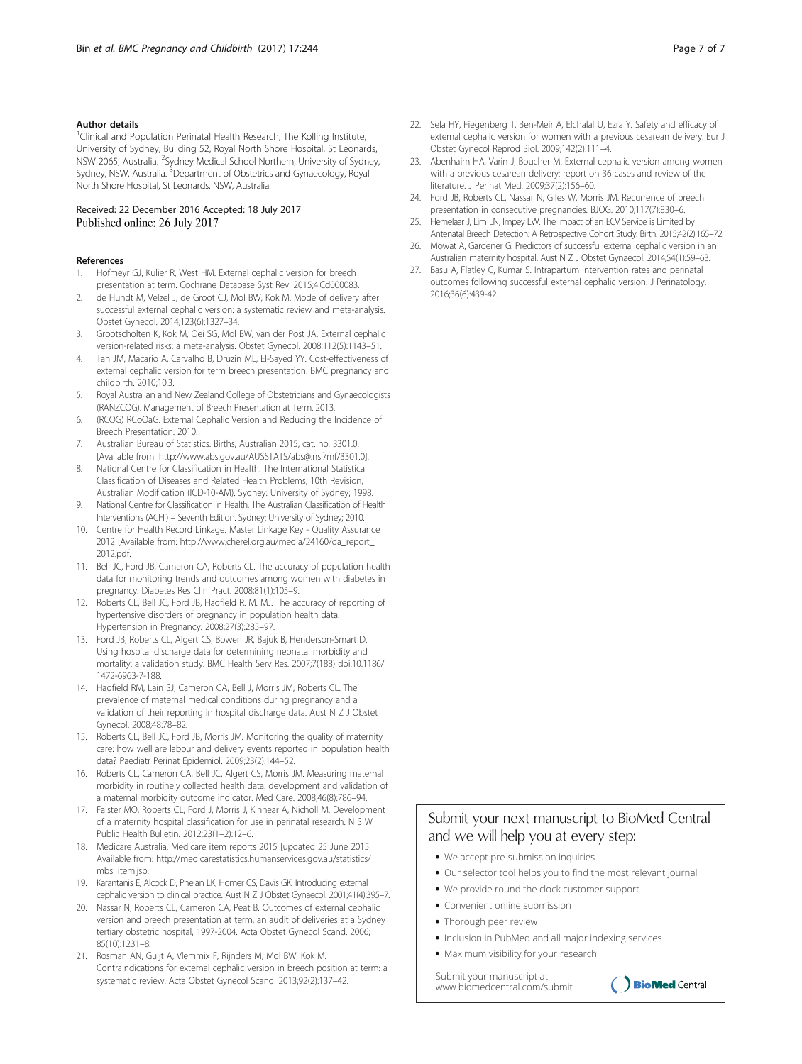#### Author details

[1]Clinical and Population Perinatal Health Research, The Kolling Institute, University of Sydney, Building 52, Royal North Shore Hospital, St Leonards, NSW 2065, Australia. [2]Sydney Medical School Northern, University of Sydney, Sydney, NSW, Australia. [3]Department of Obstetrics and Gynaecology, Royal North Shore Hospital, St Leonards, NSW, Australia.

Received: 22 December 2016 Accepted: 18 July 2017
Published online: 26 July 2017

#### References

1. Hofmeyr GJ, Kulier R, West HM. External cephalic version for breech presentation at term. Cochrane Database Syst Rev. 2015;4:Cd000083.
2. de Hundt M, Velzel J, de Groot CJ, Mol BW, Kok M. Mode of delivery after successful external cephalic version: a systematic review and meta-analysis. Obstet Gynecol. 2014;123(6):1327–34.
3. Grootscholten K, Kok M, Oei SG, Mol BW, van der Post JA. External cephalic version-related risks: a meta-analysis. Obstet Gynecol. 2008;112(5):1143–51.
4. Tan JM, Macario A, Carvalho B, Druzin ML, El-Sayed YY. Cost-effectiveness of external cephalic version for term breech presentation. BMC pregnancy and childbirth. 2010;10:3.
5. Royal Australian and New Zealand College of Obstetricians and Gynaecologists (RANZCOG). Management of Breech Presentation at Term. 2013.
6. (RCOG) RCoOaG. External Cephalic Version and Reducing the Incidence of Breech Presentation. 2010.
7. Australian Bureau of Statistics. Births, Australian 2015, cat. no. 3301.0. [Available from: http://www.abs.gov.au/AUSSTATS/abs@.nsf/mf/3301.0].
8. National Centre for Classification in Health. The International Statistical Classification of Diseases and Related Health Problems, 10th Revision, Australian Modification (ICD-10-AM). Sydney: University of Sydney; 1998.
9. National Centre for Classification in Health. The Australian Classification of Health Interventions (ACHI) – Seventh Edition. Sydney: University of Sydney; 2010.
10. Centre for Health Record Linkage. Master Linkage Key - Quality Assurance 2012 [Available from: http://www.cherel.org.au/media/24160/qa_report_2012.pdf.
11. Bell JC, Ford JB, Cameron CA, Roberts CL. The accuracy of population health data for monitoring trends and outcomes among women with diabetes in pregnancy. Diabetes Res Clin Pract. 2008;81(1):105–9.
12. Roberts CL, Bell JC, Ford JB, Hadfield R. M. MJ. The accuracy of reporting of hypertensive disorders of pregnancy in population health data. Hypertension in Pregnancy. 2008;27(3):285–97.
13. Ford JB, Roberts CL, Algert CS, Bowen JR, Bajuk B, Henderson-Smart D. Using hospital discharge data for determining neonatal morbidity and mortality: a validation study. BMC Health Serv Res. 2007;7(188) doi:10.1186/1472-6963-7-188.
14. Hadfield RM, Lain SJ, Cameron CA, Bell J, Morris JM, Roberts CL. The prevalence of maternal medical conditions during pregnancy and a validation of their reporting in hospital discharge data. Aust N Z J Obstet Gynecol. 2008;48:78–82.
15. Roberts CL, Bell JC, Ford JB, Morris JM. Monitoring the quality of maternity care: how well are labour and delivery events reported in population health data? Paediatr Perinat Epidemiol. 2009;23(2):144–52.
16. Roberts CL, Cameron CA, Bell JC, Algert CS, Morris JM. Measuring maternal morbidity in routinely collected health data: development and validation of a maternal morbidity outcome indicator. Med Care. 2008;46(8):786–94.
17. Falster MO, Roberts CL, Ford J, Morris J, Kinnear A, Nicholl M. Development of a maternity hospital classification for use in perinatal research. N S W Public Health Bulletin. 2012;23(1–2):12–6.
18. Medicare Australia. Medicare item reports 2015 [updated 25 June 2015. Available from: http://medicarestatistics.humanservices.gov.au/statistics/mbs_item.jsp.
19. Karantanis E, Alcock D, Phelan LK, Homer CS, Davis GK. Introducing external cephalic version to clinical practice. Aust N Z J Obstet Gynaecol. 2001;41(4):395–7.
20. Nassar N, Roberts CL, Cameron CA, Peat B. Outcomes of external cephalic version and breech presentation at term, an audit of deliveries at a Sydney tertiary obstetric hospital, 1997-2004. Acta Obstet Gynecol Scand. 2006;85(10):1231–8.
21. Rosman AN, Guijt A, Vlemmix F, Rijnders M, Mol BW, Kok M. Contraindications for external cephalic version in breech position at term: a systematic review. Acta Obstet Gynecol Scand. 2013;92(2):137–42.
22. Sela HY, Fiegenberg T, Ben-Meir A, Elchalal U, Ezra Y. Safety and efficacy of external cephalic version for women with a previous cesarean delivery. Eur J Obstet Gynecol Reprod Biol. 2009;142(2):111–4.
23. Abenhaim HA, Varin J, Boucher M. External cephalic version among women with a previous cesarean delivery: report on 36 cases and review of the literature. J Perinat Med. 2009;37(2):156–60.
24. Ford JB, Roberts CL, Nassar N, Giles W, Morris JM. Recurrence of breech presentation in consecutive pregnancies. BJOG. 2010;117(7):830–6.
25. Hemelaar J, Lim LN, Impey LW. The Impact of an ECV Service is Limited by Antenatal Breech Detection: A Retrospective Cohort Study. Birth. 2015;42(2):165–72.
26. Mowat A, Gardener G. Predictors of successful external cephalic version in an Australian maternity hospital. Aust N Z J Obstet Gynaecol. 2014;54(1):59–63.
27. Basu A, Flatley C, Kumar S. Intrapartum intervention rates and perinatal outcomes following successful external cephalic version. J Perinatology. 2016;36(6):439-42.

Submit your next manuscript to BioMed Central and we will help you at every step:

- We accept pre-submission inquiries
- Our selector tool helps you to find the most relevant journal
- We provide round the clock customer support
- Convenient online submission
- Thorough peer review
- Inclusion in PubMed and all major indexing services
- Maximum visibility for your research

Submit your manuscript at
www.biomedcentral.com/submit

BioMed Central